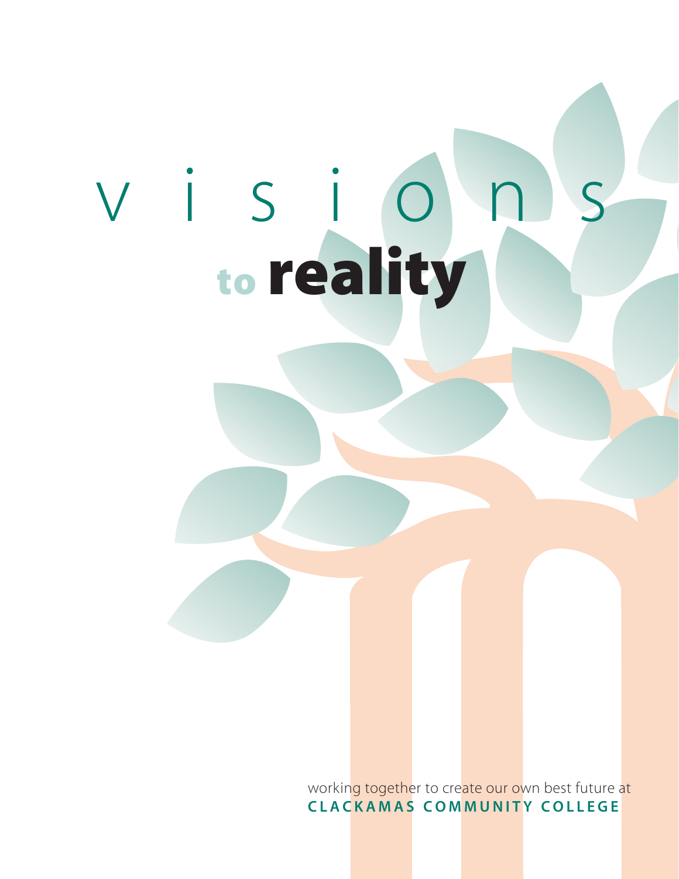# visions to reality

working together to create our own best future at
**CLACKAMAS COMMUNITY COLLEGE**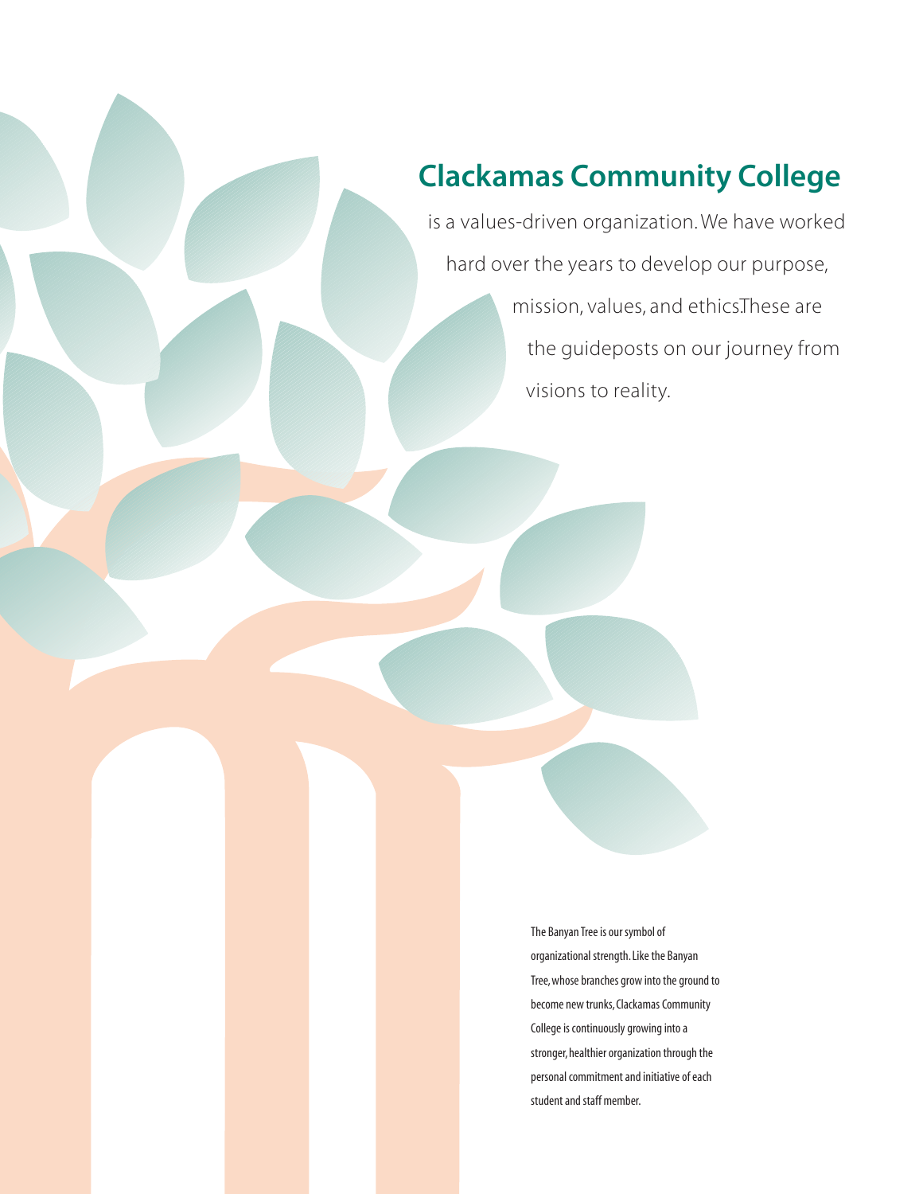# Clackamas Community College

is a values-driven organization. We have worked hard over the years to develop our purpose, mission, values, and ethics. These are the guideposts on our journey from visions to reality.

The Banyan Tree is our symbol of organizational strength. Like the Banyan Tree, whose branches grow into the ground to become new trunks, Clackamas Community College is continuously growing into a stronger, healthier organization through the personal commitment and initiative of each student and staff member.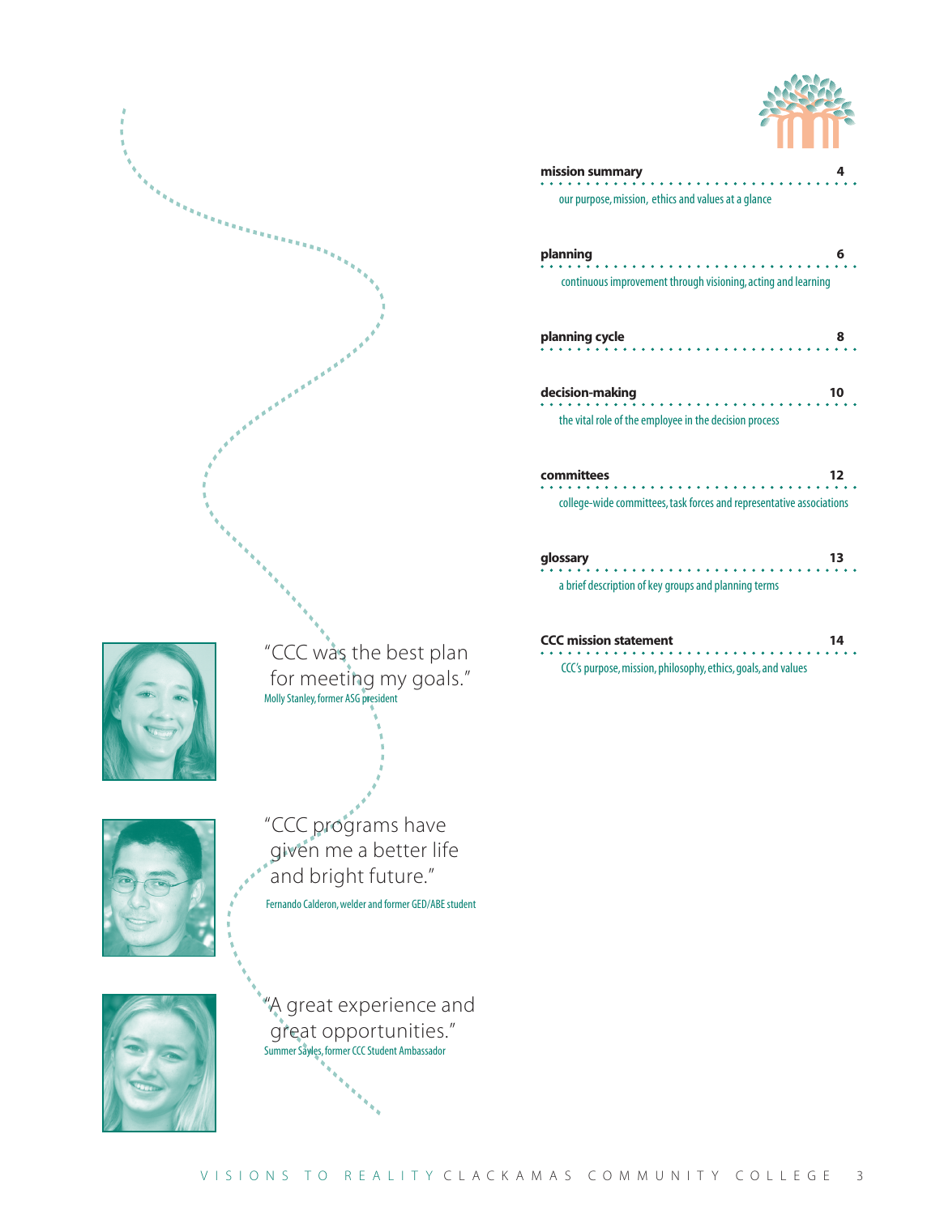"CCC was the best plan for meeting my goals."
Molly Stanley, former ASG president

"CCC programs have given me a better life and bright future."
Fernando Calderon, welder and former GED/ABE student

"A great experience and great opportunities."
Summer Sayles, former CCC Student Ambassador

| | |
|---|---|
| **mission summary** | **4** |
| our purpose, mission, ethics and values at a glance | |
| **planning** | **6** |
| continuous improvement through visioning, acting and learning | |
| **planning cycle** | **8** |
| **decision-making** | **10** |
| the vital role of the employee in the decision process | |
| **committees** | **12** |
| college-wide committees, task forces and representative associations | |
| **glossary** | **13** |
| a brief description of key groups and planning terms | |
| **CCC mission statement** | **14** |
| CCC's purpose, mission, philosophy, ethics, goals, and values | |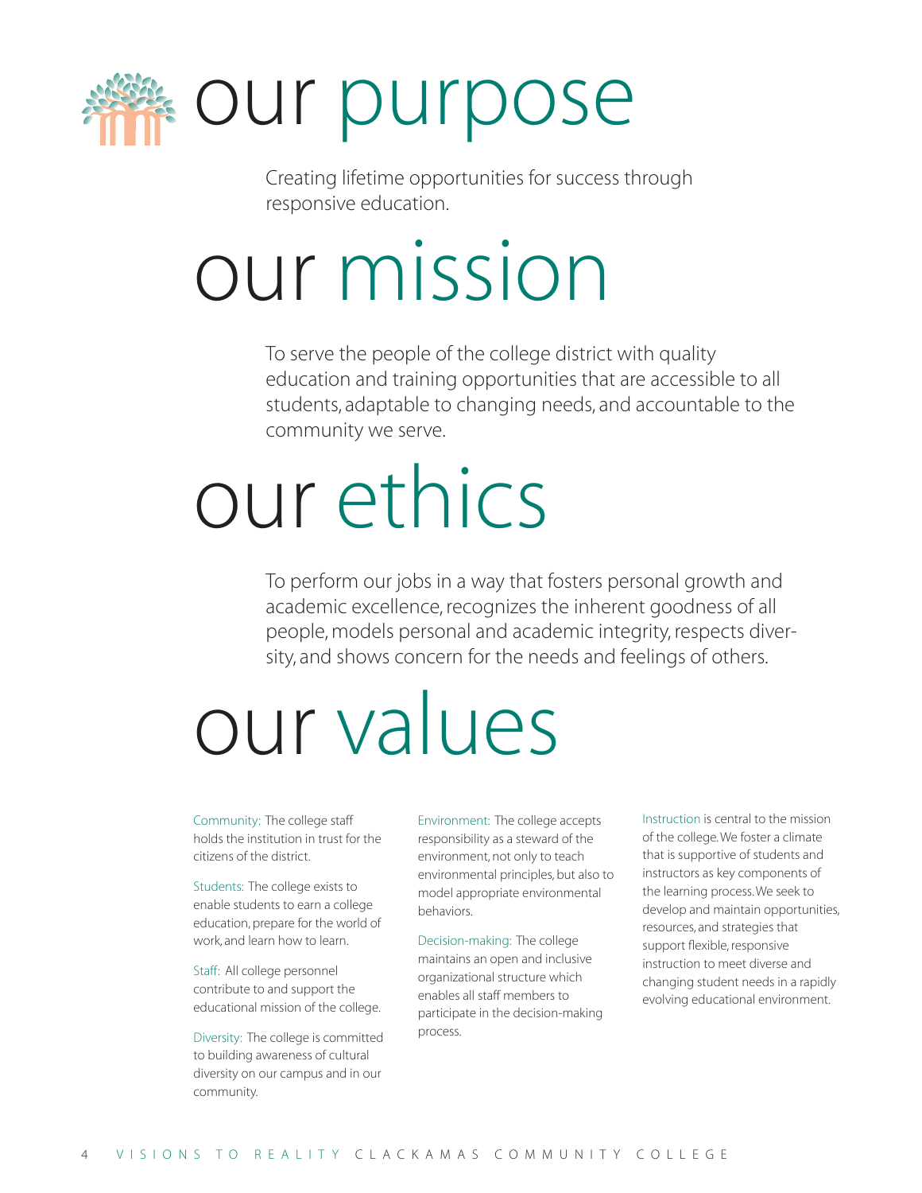# our purpose

Creating lifetime opportunities for success through responsive education.

# our mission

To serve the people of the college district with quality education and training opportunities that are accessible to all students, adaptable to changing needs, and accountable to the community we serve.

# our ethics

To perform our jobs in a way that fosters personal growth and academic excellence, recognizes the inherent goodness of all people, models personal and academic integrity, respects diversity, and shows concern for the needs and feelings of others.

# our values

Community: The college staff holds the institution in trust for the citizens of the district.

Students: The college exists to enable students to earn a college education, prepare for the world of work, and learn how to learn.

Staff: All college personnel contribute to and support the educational mission of the college.

Diversity: The college is committed to building awareness of cultural diversity on our campus and in our community.

Environment: The college accepts responsibility as a steward of the environment, not only to teach environmental principles, but also to model appropriate environmental behaviors.

Decision-making: The college maintains an open and inclusive organizational structure which enables all staff members to participate in the decision-making process.

Instruction is central to the mission of the college. We foster a climate that is supportive of students and instructors as key components of the learning process. We seek to develop and maintain opportunities, resources, and strategies that support flexible, responsive instruction to meet diverse and changing student needs in a rapidly evolving educational environment.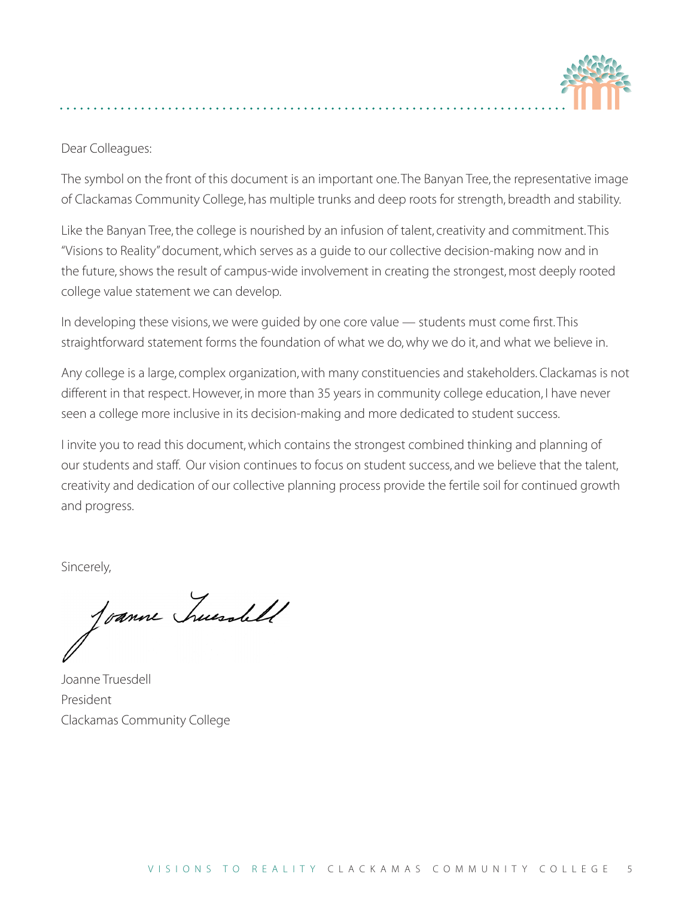Dear Colleagues:

The symbol on the front of this document is an important one. The Banyan Tree, the representative image of Clackamas Community College, has multiple trunks and deep roots for strength, breadth and stability.

Like the Banyan Tree, the college is nourished by an infusion of talent, creativity and commitment. This "Visions to Reality" document, which serves as a guide to our collective decision-making now and in the future, shows the result of campus-wide involvement in creating the strongest, most deeply rooted college value statement we can develop.

In developing these visions, we were guided by one core value — students must come first. This straightforward statement forms the foundation of what we do, why we do it, and what we believe in.

Any college is a large, complex organization, with many constituencies and stakeholders. Clackamas is not different in that respect. However, in more than 35 years in community college education, I have never seen a college more inclusive in its decision-making and more dedicated to student success.

I invite you to read this document, which contains the strongest combined thinking and planning of our students and staff. Our vision continues to focus on student success, and we believe that the talent, creativity and dedication of our collective planning process provide the fertile soil for continued growth and progress.

Sincerely,

Joanne Truesdell

Joanne Truesdell
President
Clackamas Community College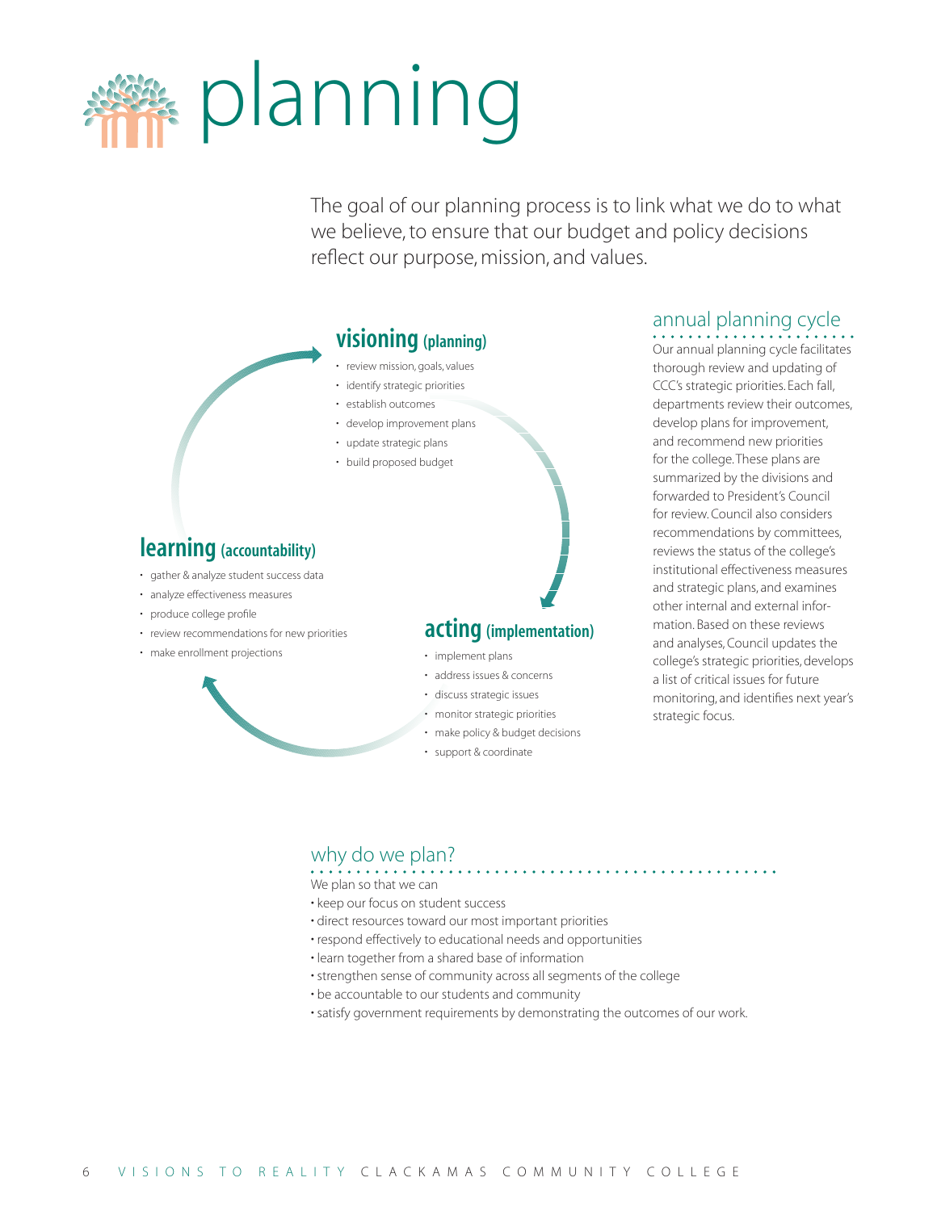# planning

The goal of our planning process is to link what we do to what we believe, to ensure that our budget and policy decisions reflect our purpose, mission, and values.

### visioning (planning)

- review mission, goals, values
- identify strategic priorities
- establish outcomes
- develop improvement plans
- update strategic plans
- build proposed budget

### acting (implementation)

- implement plans
- address issues & concerns
- discuss strategic issues
- monitor strategic priorities
- make policy & budget decisions
- support & coordinate

### learning (accountability)

- gather & analyze student success data
- analyze effectiveness measures
- produce college profile
- review recommendations for new priorities
- make enrollment projections

## annual planning cycle

Our annual planning cycle facilitates thorough review and updating of CCC's strategic priorities. Each fall, departments review their outcomes, develop plans for improvement, and recommend new priorities for the college. These plans are summarized by the divisions and forwarded to President's Council for review. Council also considers recommendations by committees, reviews the status of the college's institutional effectiveness measures and strategic plans, and examines other internal and external information. Based on these reviews and analyses, Council updates the college's strategic priorities, develops a list of critical issues for future monitoring, and identifies next year's strategic focus.

## why do we plan?

We plan so that we can

- keep our focus on student success
- direct resources toward our most important priorities
- respond effectively to educational needs and opportunities
- learn together from a shared base of information
- strengthen sense of community across all segments of the college
- be accountable to our students and community
- satisfy government requirements by demonstrating the outcomes of our work.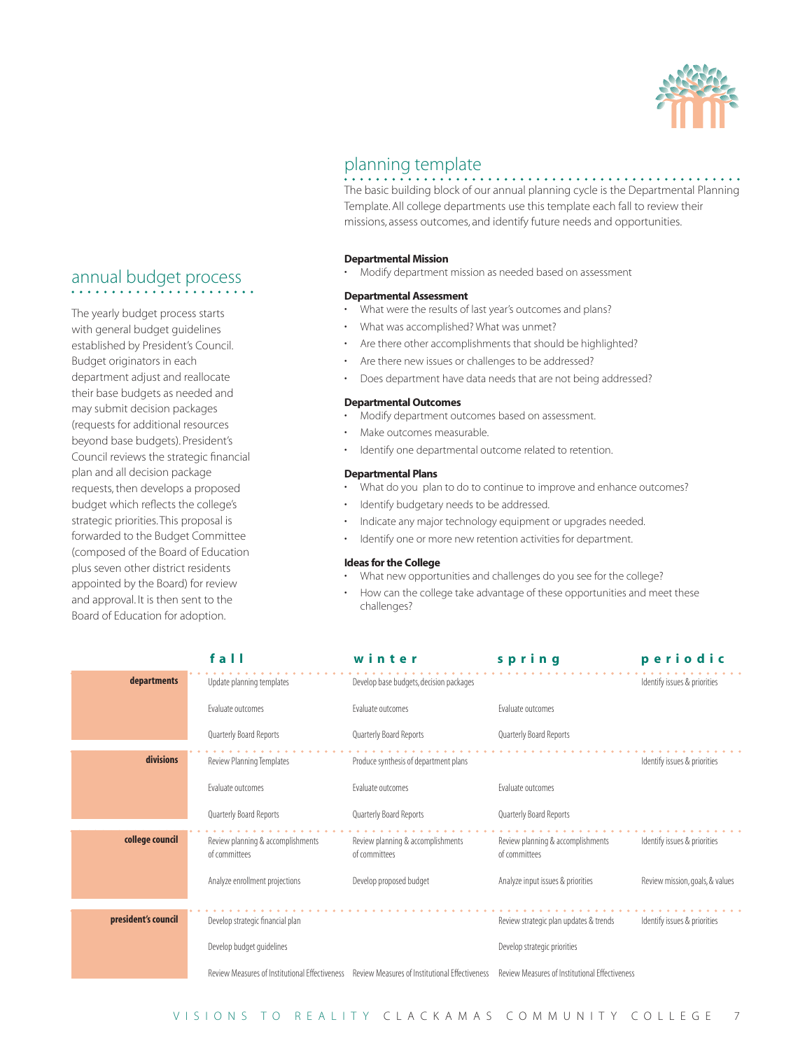## planning template

The basic building block of our annual planning cycle is the Departmental Planning Template. All college departments use this template each fall to review their missions, assess outcomes, and identify future needs and opportunities.

**Departmental Mission**

- Modify department mission as needed based on assessment

**Departmental Assessment**

- What were the results of last year's outcomes and plans?
- What was accomplished? What was unmet?
- Are there other accomplishments that should be highlighted?
- Are there new issues or challenges to be addressed?
- Does department have data needs that are not being addressed?

**Departmental Outcomes**

- Modify department outcomes based on assessment.
- Make outcomes measurable.
- Identify one departmental outcome related to retention.

**Departmental Plans**

- What do you plan to do to continue to improve and enhance outcomes?
- Identify budgetary needs to be addressed.
- Indicate any major technology equipment or upgrades needed.
- Identify one or more new retention activities for department.

**Ideas for the College**

- What new opportunities and challenges do you see for the college?
- How can the college take advantage of these opportunities and meet these challenges?

## annual budget process

The yearly budget process starts with general budget guidelines established by President's Council. Budget originators in each department adjust and reallocate their base budgets as needed and may submit decision packages (requests for additional resources beyond base budgets). President's Council reviews the strategic financial plan and all decision package requests, then develops a proposed budget which reflects the college's strategic priorities. This proposal is forwarded to the Budget Committee (composed of the Board of Education plus seven other district residents appointed by the Board) for review and approval. It is then sent to the Board of Education for adoption.

| | fall | winter | spring | periodic |
|---|---|---|---|---|
| **departments** | Update planning templates | Develop base budgets, decision packages | | Identify issues & priorities |
| | Evaluate outcomes | Evaluate outcomes | Evaluate outcomes | |
| | Quarterly Board Reports | Quarterly Board Reports | Quarterly Board Reports | |
| **divisions** | Review Planning Templates | Produce synthesis of department plans | | Identify issues & priorities |
| | Evaluate outcomes | Evaluate outcomes | Evaluate outcomes | |
| | Quarterly Board Reports | Quarterly Board Reports | Quarterly Board Reports | |
| **college council** | Review planning & accomplishments of committees | Review planning & accomplishments of committees | Review planning & accomplishments of committees | Identify issues & priorities |
| | Analyze enrollment projections | Develop proposed budget | Analyze input issues & priorities | Review mission, goals, & values |
| **president's council** | Develop strategic financial plan | | Review strategic plan updates & trends | Identify issues & priorities |
| | Develop budget guidelines | | Develop strategic priorities | |
| | Review Measures of Institutional Effectiveness | Review Measures of Institutional Effectiveness | Review Measures of Institutional Effectiveness | |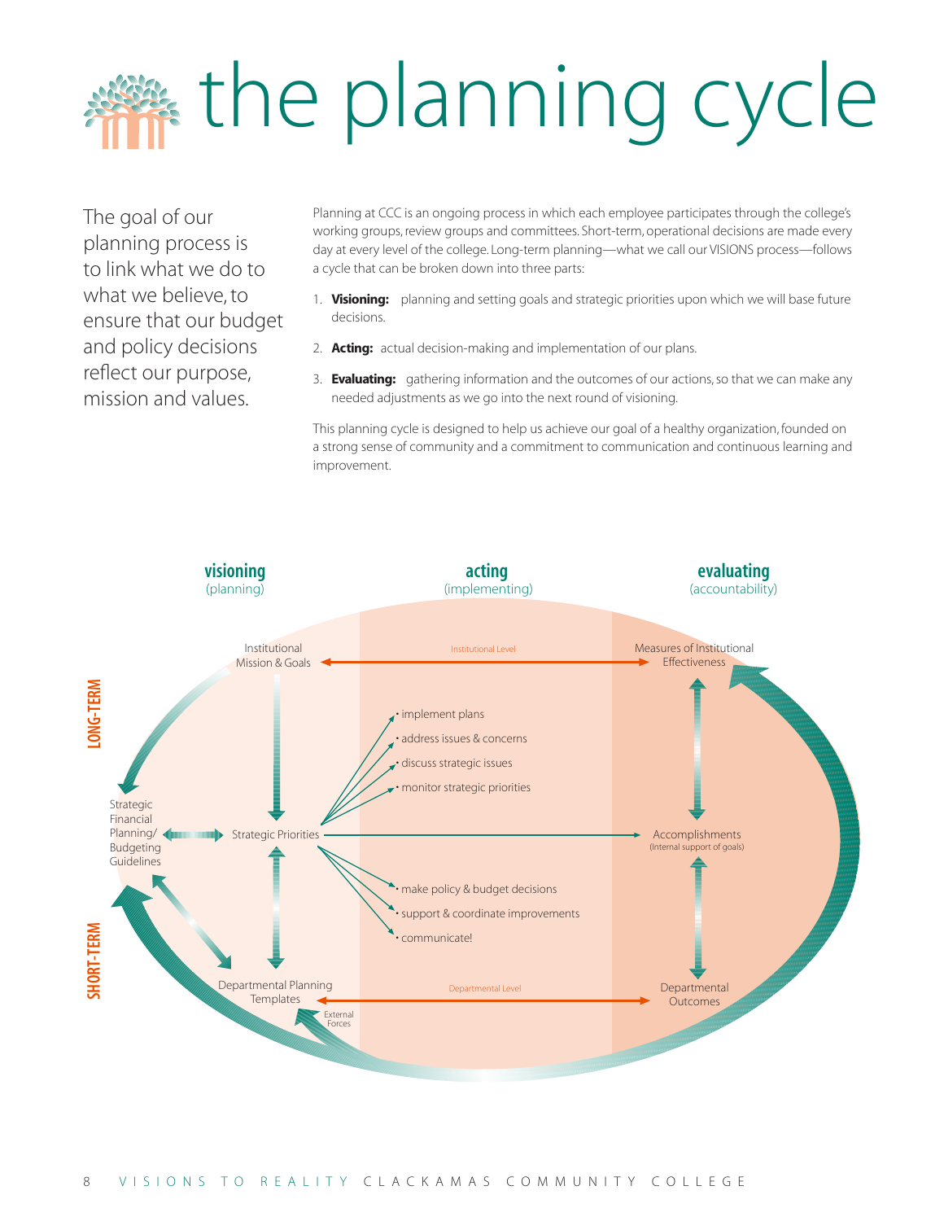# the planning cycle

The goal of our planning process is to link what we do to what we believe, to ensure that our budget and policy decisions reflect our purpose, mission and values.

Planning at CCC is an ongoing process in which each employee participates through the college's working groups, review groups and committees. Short-term, operational decisions are made every day at every level of the college. Long-term planning—what we call our VISIONS process—follows a cycle that can be broken down into three parts:

1. **Visioning:** planning and setting goals and strategic priorities upon which we will base future decisions.
2. **Acting:** actual decision-making and implementation of our plans.
3. **Evaluating:** gathering information and the outcomes of our actions, so that we can make any needed adjustments as we go into the next round of visioning.

This planning cycle is designed to help us achieve our goal of a healthy organization, founded on a strong sense of community and a commitment to communication and continuous learning and improvement.

**visioning** (planning)

**acting** (implementing)

**evaluating** (accountability)

LONG-TERM

SHORT-TERM

Institutional Mission & Goals

Institutional Level

Measures of Institutional Effectiveness

- implement plans
- address issues & concerns
- discuss strategic issues
- monitor strategic priorities

Strategic Financial Planning/ Budgeting Guidelines

Strategic Priorities

Accomplishments (Internal support of goals)

- make policy & budget decisions
- support & coordinate improvements
- communicate!

Departmental Planning Templates

Departmental Level

Departmental Outcomes

External Forces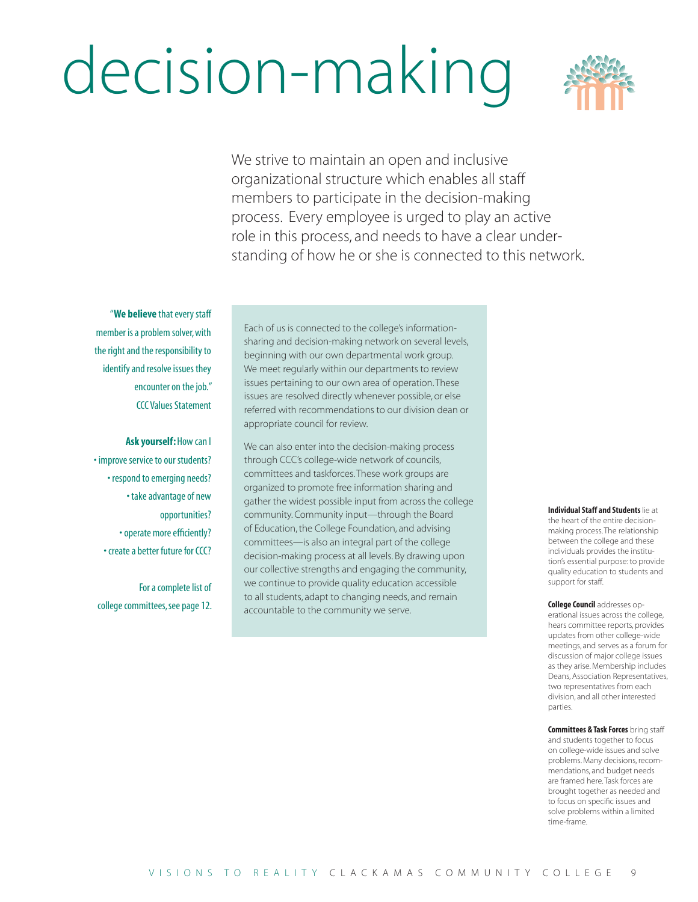# decision-making

We strive to maintain an open and inclusive organizational structure which enables all staff members to participate in the decision-making process. Every employee is urged to play an active role in this process, and needs to have a clear understanding of how he or she is connected to this network.

"**We believe** that every staff member is a problem solver, with the right and the responsibility to identify and resolve issues they encounter on the job."
CCC Values Statement

**Ask yourself:** How can I

- improve service to our students?
- respond to emerging needs?
- take advantage of new opportunities?
- operate more efficiently?
- create a better future for CCC?

For a complete list of college committees, see page 12.

Each of us is connected to the college's information-sharing and decision-making network on several levels, beginning with our own departmental work group. We meet regularly within our departments to review issues pertaining to our own area of operation. These issues are resolved directly whenever possible, or else referred with recommendations to our division dean or appropriate council for review.

We can also enter into the decision-making process through CCC's college-wide network of councils, committees and taskforces. These work groups are organized to promote free information sharing and gather the widest possible input from across the college community. Community input—through the Board of Education, the College Foundation, and advising committees—is also an integral part of the college decision-making process at all levels. By drawing upon our collective strengths and engaging the community, we continue to provide quality education accessible to all students, adapt to changing needs, and remain accountable to the community we serve.

**Individual Staff and Students** lie at the heart of the entire decision-making process. The relationship between the college and these individuals provides the institution's essential purpose: to provide quality education to students and support for staff.

**College Council** addresses operational issues across the college, hears committee reports, provides updates from other college-wide meetings, and serves as a forum for discussion of major college issues as they arise. Membership includes Deans, Association Representatives, two representatives from each division, and all other interested parties.

**Committees & Task Forces** bring staff and students together to focus on college-wide issues and solve problems. Many decisions, recommendations, and budget needs are framed here. Task forces are brought together as needed and to focus on specific issues and solve problems within a limited time-frame.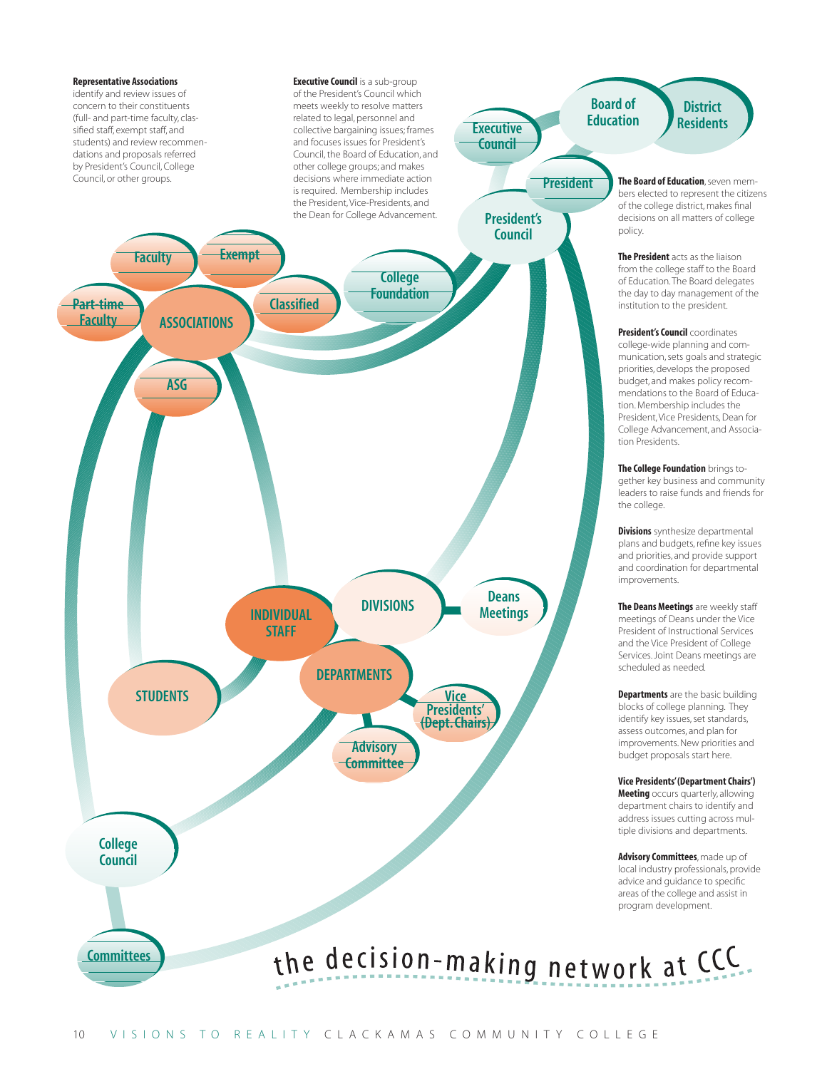# the decision-making network at CCC

**Representative Associations** identify and review issues of concern to their constituents (full- and part-time faculty, classified staff, exempt staff, and students) and review recommendations and proposals referred by President's Council, College Council, or other groups.

**Executive Council** is a sub-group of the President's Council which meets weekly to resolve matters related to legal, personnel and collective bargaining issues; frames and focuses issues for President's Council, the Board of Education, and other college groups; and makes decisions where immediate action is required. Membership includes the President, Vice-Presidents, and the Dean for College Advancement.

Board of Education

District Residents

Executive Council

President

President's Council

College Foundation

Faculty

Exempt

Part-time Faculty

Classified

ASSOCIATIONS

ASG

INDIVIDUAL STAFF

DIVISIONS

Deans Meetings

STUDENTS

DEPARTMENTS

Vice Presidents' (Dept. Chairs)

Advisory Committee

College Council

Committees

**The Board of Education**, seven members elected to represent the citizens of the college district, makes final decisions on all matters of college policy.

**The President** acts as the liaison from the college staff to the Board of Education. The Board delegates the day to day management of the institution to the president.

**President's Council** coordinates college-wide planning and communication, sets goals and strategic priorities, develops the proposed budget, and makes policy recommendations to the Board of Education. Membership includes the President, Vice Presidents, Dean for College Advancement, and Association Presidents.

**The College Foundation** brings together key business and community leaders to raise funds and friends for the college.

**Divisions** synthesize departmental plans and budgets, refine key issues and priorities, and provide support and coordination for departmental improvements.

**The Deans Meetings** are weekly staff meetings of Deans under the Vice President of Instructional Services and the Vice President of College Services. Joint Deans meetings are scheduled as needed.

**Departments** are the basic building blocks of college planning. They identify key issues, set standards, assess outcomes, and plan for improvements. New priorities and budget proposals start here.

**Vice Presidents' (Department Chairs') Meeting** occurs quarterly, allowing department chairs to identify and address issues cutting across multiple divisions and departments.

**Advisory Committees**, made up of local industry professionals, provide advice and guidance to specific areas of the college and assist in program development.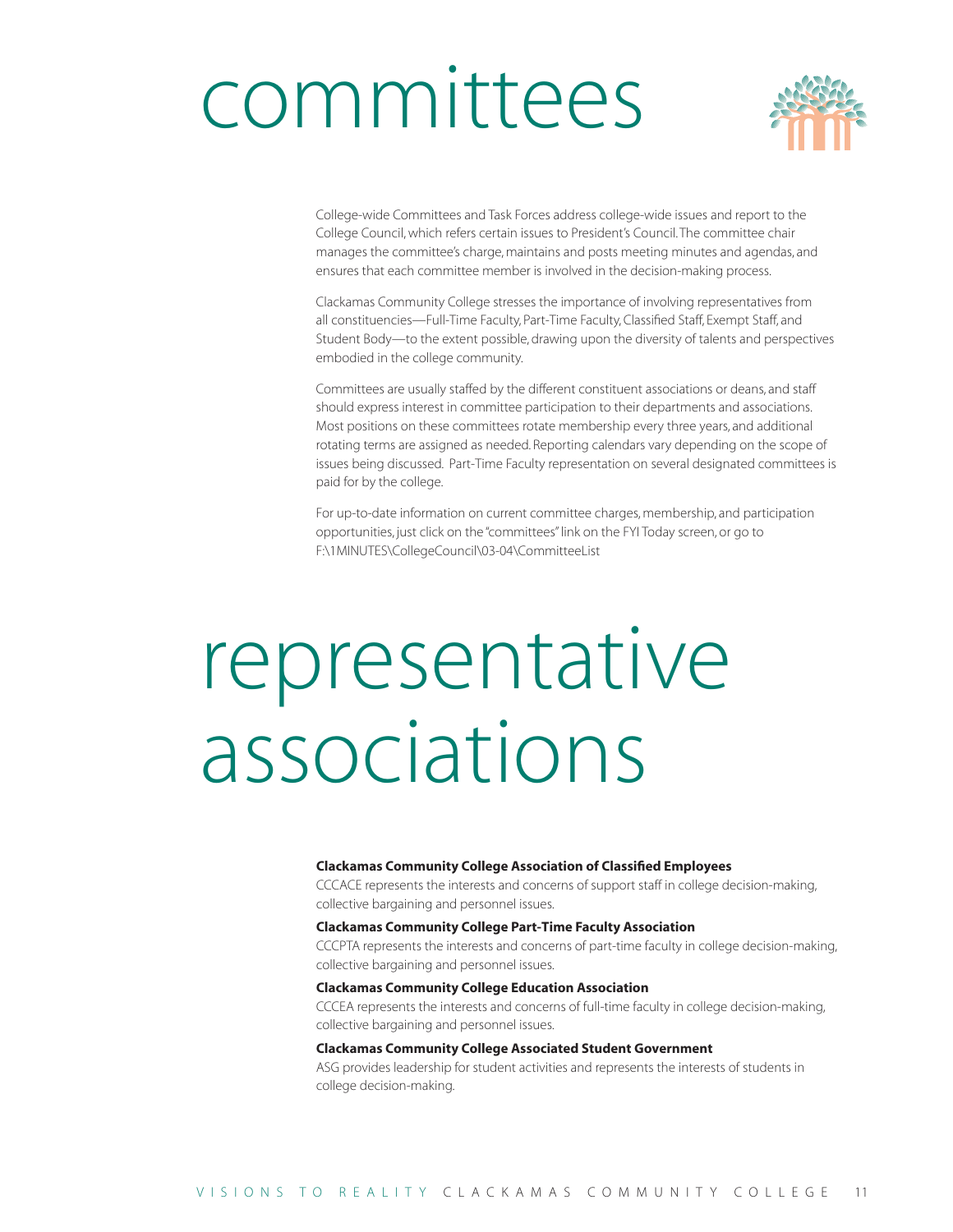# committees

College-wide Committees and Task Forces address college-wide issues and report to the College Council, which refers certain issues to President's Council. The committee chair manages the committee's charge, maintains and posts meeting minutes and agendas, and ensures that each committee member is involved in the decision-making process.

Clackamas Community College stresses the importance of involving representatives from all constituencies—Full-Time Faculty, Part-Time Faculty, Classified Staff, Exempt Staff, and Student Body—to the extent possible, drawing upon the diversity of talents and perspectives embodied in the college community.

Committees are usually staffed by the different constituent associations or deans, and staff should express interest in committee participation to their departments and associations. Most positions on these committees rotate membership every three years, and additional rotating terms are assigned as needed. Reporting calendars vary depending on the scope of issues being discussed. Part-Time Faculty representation on several designated committees is paid for by the college.

For up-to-date information on current committee charges, membership, and participation opportunities, just click on the "committees" link on the FYI Today screen, or go to F:\1MINUTES\CollegeCouncil\03-04\CommitteeList

# representative associations

**Clackamas Community College Association of Classified Employees**

CCCACE represents the interests and concerns of support staff in college decision-making, collective bargaining and personnel issues.

**Clackamas Community College Part-Time Faculty Association**

CCCPTA represents the interests and concerns of part-time faculty in college decision-making, collective bargaining and personnel issues.

**Clackamas Community College Education Association**

CCCEA represents the interests and concerns of full-time faculty in college decision-making, collective bargaining and personnel issues.

**Clackamas Community College Associated Student Government**

ASG provides leadership for student activities and represents the interests of students in college decision-making.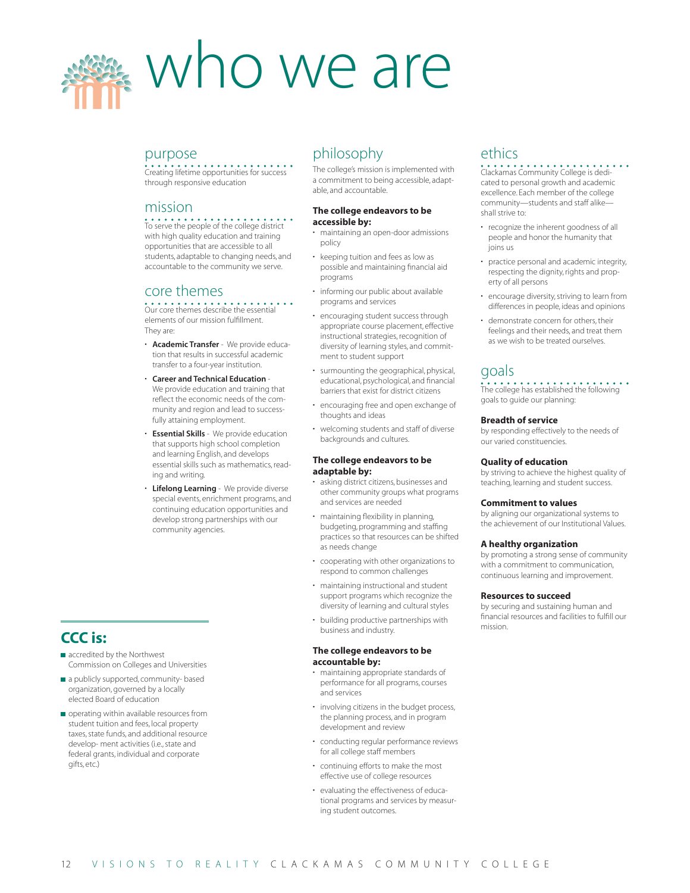# who we are

## purpose

Creating lifetime opportunities for success through responsive education

## mission

To serve the people of the college district with high quality education and training opportunities that are accessible to all students, adaptable to changing needs, and accountable to the community we serve.

## core themes

Our core themes describe the essential elements of our mission fulfillment. They are:

- **Academic Transfer** - We provide education that results in successful academic transfer to a four-year institution.
- **Career and Technical Education** - We provide education and training that reflect the economic needs of the community and region and lead to successfully attaining employment.
- **Essential Skills** - We provide education that supports high school completion and learning English, and develops essential skills such as mathematics, reading and writing.
- **Lifelong Learning** - We provide diverse special events, enrichment programs, and continuing education opportunities and develop strong partnerships with our community agencies.

## CCC is:

- accredited by the Northwest Commission on Colleges and Universities
- a publicly supported, community- based organization, governed by a locally elected Board of education
- operating within available resources from student tuition and fees, local property taxes, state funds, and additional resource develop- ment activities (i.e., state and federal grants, individual and corporate gifts, etc.)

## philosophy

The college's mission is implemented with a commitment to being accessible, adaptable, and accountable.

**The college endeavors to be accessible by:**

- maintaining an open-door admissions policy
- keeping tuition and fees as low as possible and maintaining financial aid programs
- informing our public about available programs and services
- encouraging student success through appropriate course placement, effective instructional strategies, recognition of diversity of learning styles, and commitment to student support
- surmounting the geographical, physical, educational, psychological, and financial barriers that exist for district citizens
- encouraging free and open exchange of thoughts and ideas
- welcoming students and staff of diverse backgrounds and cultures.

**The college endeavors to be adaptable by:**

- asking district citizens, businesses and other community groups what programs and services are needed
- maintaining flexibility in planning, budgeting, programming and staffing practices so that resources can be shifted as needs change
- cooperating with other organizations to respond to common challenges
- maintaining instructional and student support programs which recognize the diversity of learning and cultural styles
- building productive partnerships with business and industry.

**The college endeavors to be accountable by:**

- maintaining appropriate standards of performance for all programs, courses and services
- involving citizens in the budget process, the planning process, and in program development and review
- conducting regular performance reviews for all college staff members
- continuing efforts to make the most effective use of college resources
- evaluating the effectiveness of educational programs and services by measuring student outcomes.

## ethics

Clackamas Community College is dedicated to personal growth and academic excellence. Each member of the college community—students and staff alike—shall strive to:

- recognize the inherent goodness of all people and honor the humanity that joins us
- practice personal and academic integrity, respecting the dignity, rights and property of all persons
- encourage diversity, striving to learn from differences in people, ideas and opinions
- demonstrate concern for others, their feelings and their needs, and treat them as we wish to be treated ourselves.

## goals

The college has established the following goals to guide our planning:

**Breadth of service**
by responding effectively to the needs of our varied constituencies.

**Quality of education**
by striving to achieve the highest quality of teaching, learning and student success.

**Commitment to values**
by aligning our organizational systems to the achievement of our Institutional Values.

**A healthy organization**
by promoting a strong sense of community with a commitment to communication, continuous learning and improvement.

**Resources to succeed**
by securing and sustaining human and financial resources and facilities to fulfill our mission.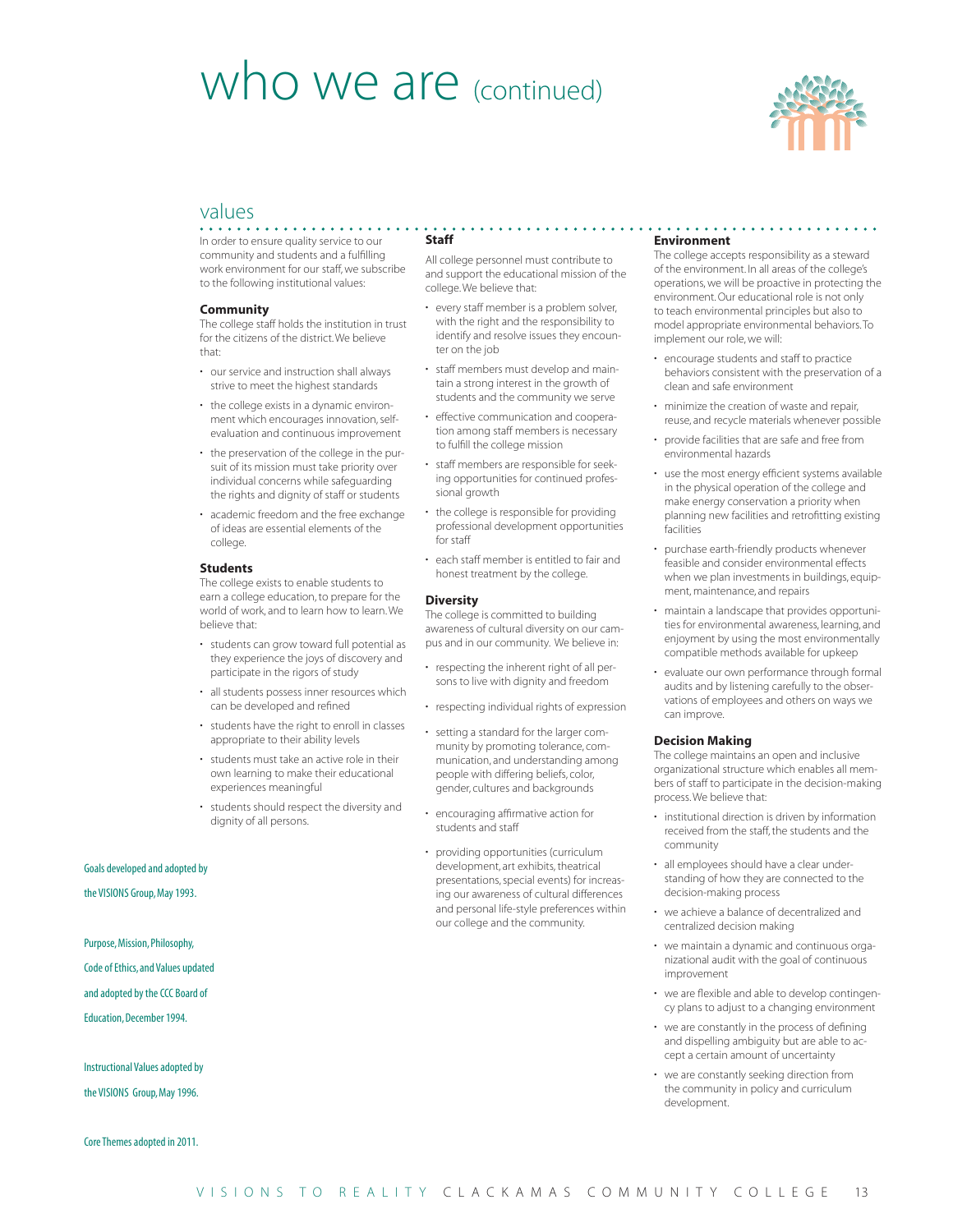# who we are (continued)

## values

In order to ensure quality service to our community and students and a fulfilling work environment for our staff, we subscribe to the following institutional values:

### Community

The college staff holds the institution in trust for the citizens of the district. We believe that:

- our service and instruction shall always strive to meet the highest standards
- the college exists in a dynamic environment which encourages innovation, self-evaluation and continuous improvement
- the preservation of the college in the pursuit of its mission must take priority over individual concerns while safeguarding the rights and dignity of staff or students
- academic freedom and the free exchange of ideas are essential elements of the college.

### Students

The college exists to enable students to earn a college education, to prepare for the world of work, and to learn how to learn. We believe that:

- students can grow toward full potential as they experience the joys of discovery and participate in the rigors of study
- all students possess inner resources which can be developed and refined
- students have the right to enroll in classes appropriate to their ability levels
- students must take an active role in their own learning to make their educational experiences meaningful
- students should respect the diversity and dignity of all persons.

### Staff

All college personnel must contribute to and support the educational mission of the college. We believe that:

- every staff member is a problem solver, with the right and the responsibility to identify and resolve issues they encounter on the job
- staff members must develop and maintain a strong interest in the growth of students and the community we serve
- effective communication and cooperation among staff members is necessary to fulfill the college mission
- staff members are responsible for seeking opportunities for continued professional growth
- the college is responsible for providing professional development opportunities for staff
- each staff member is entitled to fair and honest treatment by the college.

### Diversity

The college is committed to building awareness of cultural diversity on our campus and in our community. We believe in:

- respecting the inherent right of all persons to live with dignity and freedom
- respecting individual rights of expression
- setting a standard for the larger community by promoting tolerance, communication, and understanding among people with differing beliefs, color, gender, cultures and backgrounds
- encouraging affirmative action for students and staff
- providing opportunities (curriculum development, art exhibits, theatrical presentations, special events) for increasing our awareness of cultural differences and personal life-style preferences within our college and the community.

### Environment

The college accepts responsibility as a steward of the environment. In all areas of the college's operations, we will be proactive in protecting the environment. Our educational role is not only to teach environmental principles but also to model appropriate environmental behaviors. To implement our role, we will:

- encourage students and staff to practice behaviors consistent with the preservation of a clean and safe environment
- minimize the creation of waste and repair, reuse, and recycle materials whenever possible
- provide facilities that are safe and free from environmental hazards
- use the most energy efficient systems available in the physical operation of the college and make energy conservation a priority when planning new facilities and retrofitting existing facilities
- purchase earth-friendly products whenever feasible and consider environmental effects when we plan investments in buildings, equipment, maintenance, and repairs
- maintain a landscape that provides opportunities for environmental awareness, learning, and enjoyment by using the most environmentally compatible methods available for upkeep
- evaluate our own performance through formal audits and by listening carefully to the observations of employees and others on ways we can improve.

### Decision Making

The college maintains an open and inclusive organizational structure which enables all members of staff to participate in the decision-making process. We believe that:

- institutional direction is driven by information received from the staff, the students and the community
- all employees should have a clear understanding of how they are connected to the decision-making process
- we achieve a balance of decentralized and centralized decision making
- we maintain a dynamic and continuous organizational audit with the goal of continuous improvement
- we are flexible and able to develop contingency plans to adjust to a changing environment
- we are constantly in the process of defining and dispelling ambiguity but are able to accept a certain amount of uncertainty
- we are constantly seeking direction from the community in policy and curriculum development.

Goals developed and adopted by the VISIONS Group, May 1993.

Purpose, Mission, Philosophy, Code of Ethics, and Values updated and adopted by the CCC Board of Education, December 1994.

Instructional Values adopted by the VISIONS Group, May 1996.

Core Themes adopted in 2011.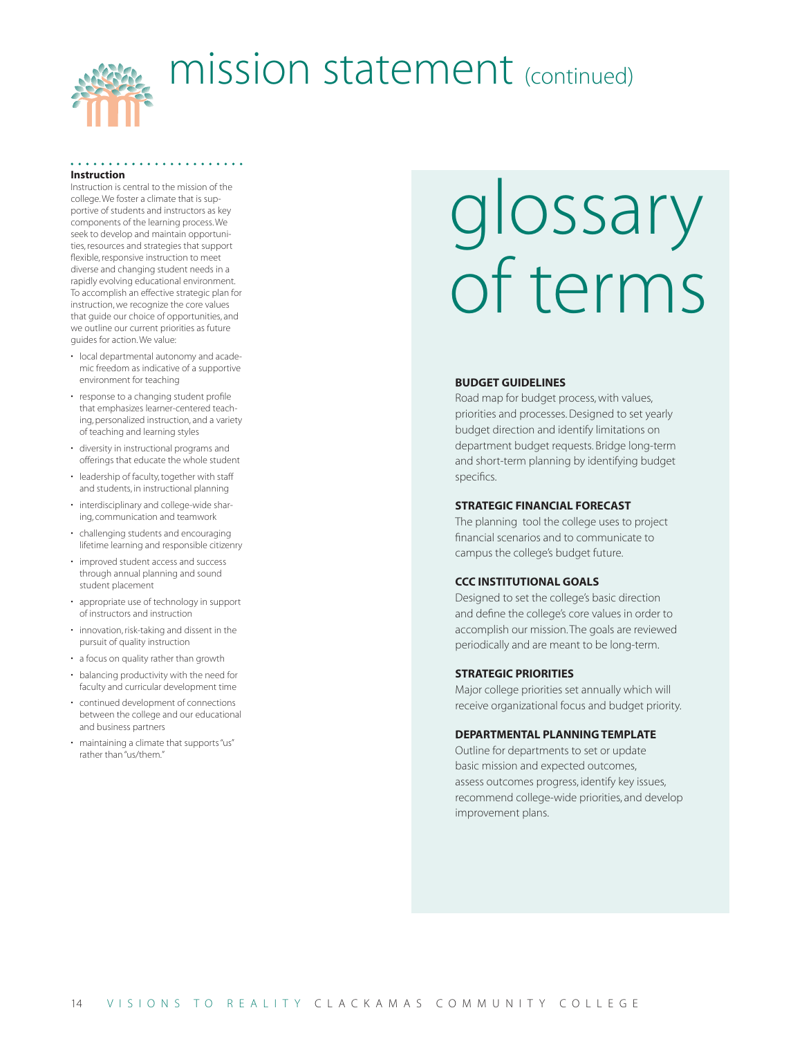# mission statement (continued)

**Instruction**

Instruction is central to the mission of the college. We foster a climate that is supportive of students and instructors as key components of the learning process. We seek to develop and maintain opportunities, resources and strategies that support flexible, responsive instruction to meet diverse and changing student needs in a rapidly evolving educational environment. To accomplish an effective strategic plan for instruction, we recognize the core values that guide our choice of opportunities, and we outline our current priorities as future guides for action. We value:

- local departmental autonomy and academic freedom as indicative of a supportive environment for teaching
- response to a changing student profile that emphasizes learner-centered teaching, personalized instruction, and a variety of teaching and learning styles
- diversity in instructional programs and offerings that educate the whole student
- leadership of faculty, together with staff and students, in instructional planning
- interdisciplinary and college-wide sharing, communication and teamwork
- challenging students and encouraging lifetime learning and responsible citizenry
- improved student access and success through annual planning and sound student placement
- appropriate use of technology in support of instructors and instruction
- innovation, risk-taking and dissent in the pursuit of quality instruction
- a focus on quality rather than growth
- balancing productivity with the need for faculty and curricular development time
- continued development of connections between the college and our educational and business partners
- maintaining a climate that supports "us" rather than "us/them."

# glossary of terms

**BUDGET GUIDELINES**

Road map for budget process, with values, priorities and processes. Designed to set yearly budget direction and identify limitations on department budget requests. Bridge long-term and short-term planning by identifying budget specifics.

**STRATEGIC FINANCIAL FORECAST**

The planning tool the college uses to project financial scenarios and to communicate to campus the college's budget future.

**CCC INSTITUTIONAL GOALS**

Designed to set the college's basic direction and define the college's core values in order to accomplish our mission. The goals are reviewed periodically and are meant to be long-term.

**STRATEGIC PRIORITIES**

Major college priorities set annually which will receive organizational focus and budget priority.

**DEPARTMENTAL PLANNING TEMPLATE**

Outline for departments to set or update basic mission and expected outcomes, assess outcomes progress, identify key issues, recommend college-wide priorities, and develop improvement plans.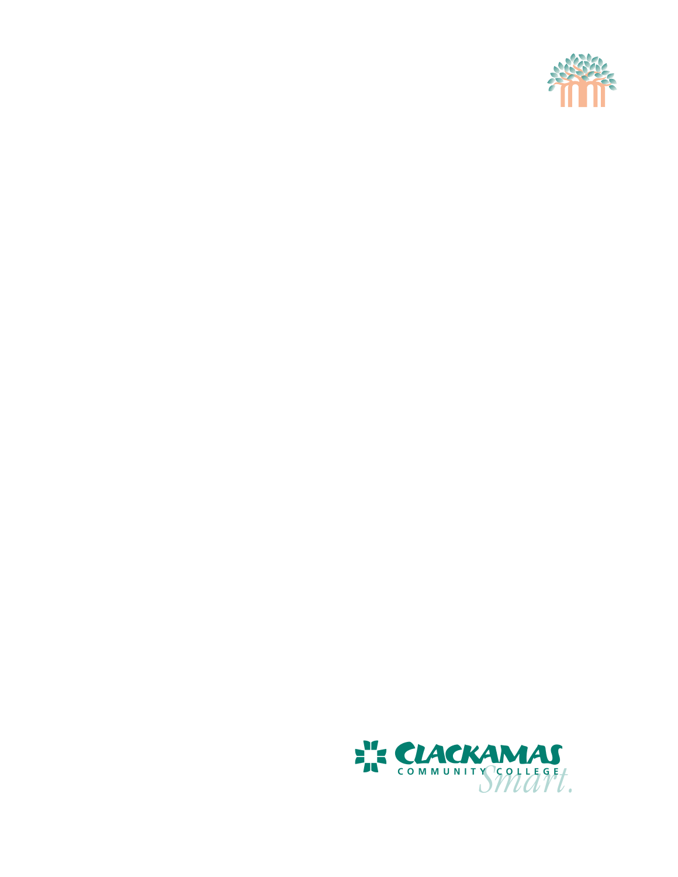CLACKAMAS COMMUNITY COLLEGE

*Smart.*